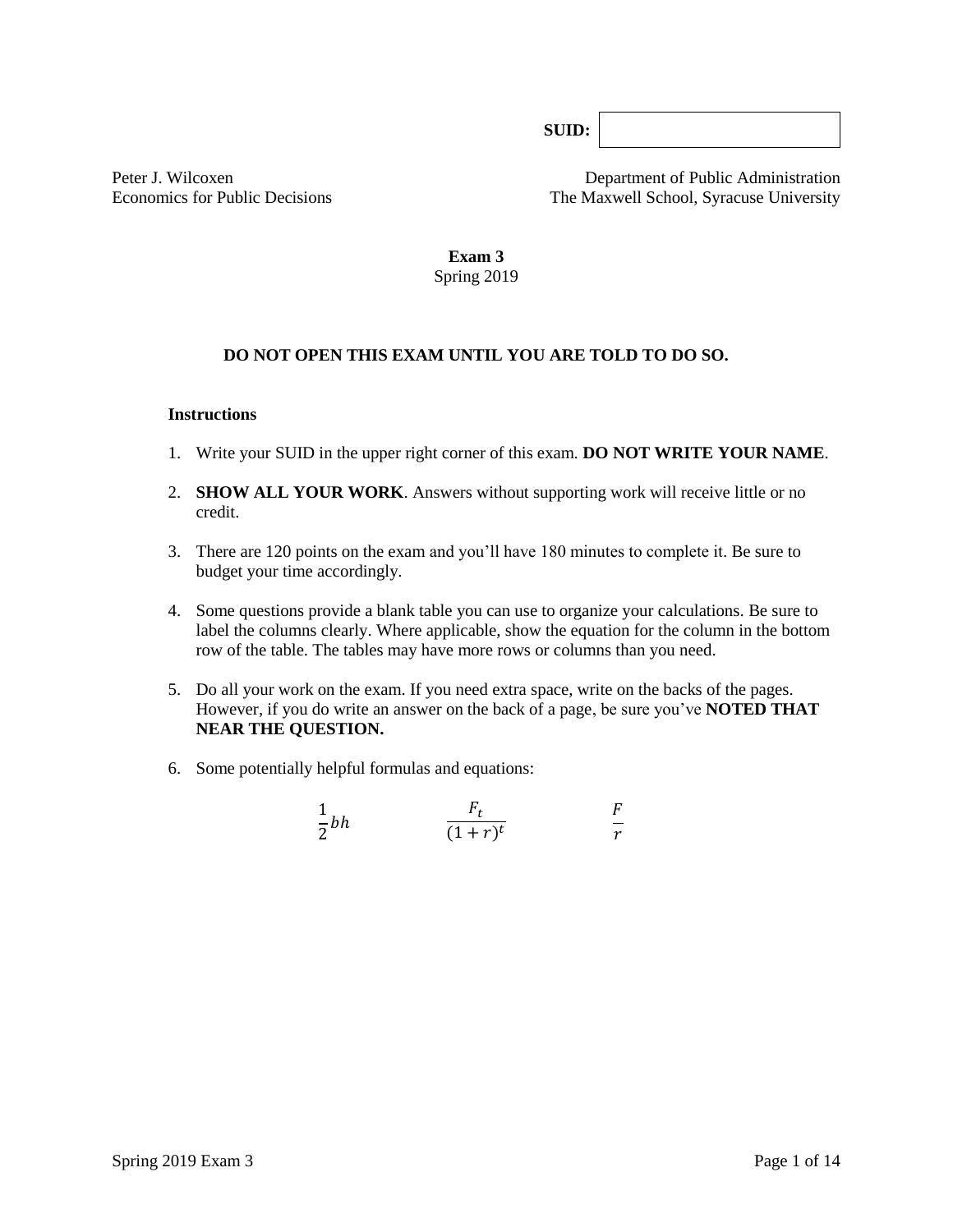SUID:

Peter J. Wilcoxen
Economics for Public Decisions

Department of Public Administration
The Maxwell School, Syracuse University

# Exam 3

Spring 2019

**DO NOT OPEN THIS EXAM UNTIL YOU ARE TOLD TO DO SO.**

### Instructions

1. Write your SUID in the upper right corner of this exam. **DO NOT WRITE YOUR NAME**.
2. **SHOW ALL YOUR WORK**. Answers without supporting work will receive little or no credit.
3. There are 120 points on the exam and you'll have 180 minutes to complete it. Be sure to budget your time accordingly.
4. Some questions provide a blank table you can use to organize your calculations. Be sure to label the columns clearly. Where applicable, show the equation for the column in the bottom row of the table. The tables may have more rows or columns than you need.
5. Do all your work on the exam. If you need extra space, write on the backs of the pages. However, if you do write an answer on the back of a page, be sure you've **NOTED THAT NEAR THE QUESTION.**
6. Some potentially helpful formulas and equations:

$$\frac{1}{2}bh \qquad\qquad \frac{F_t}{(1+r)^t} \qquad\qquad \frac{F}{r}$$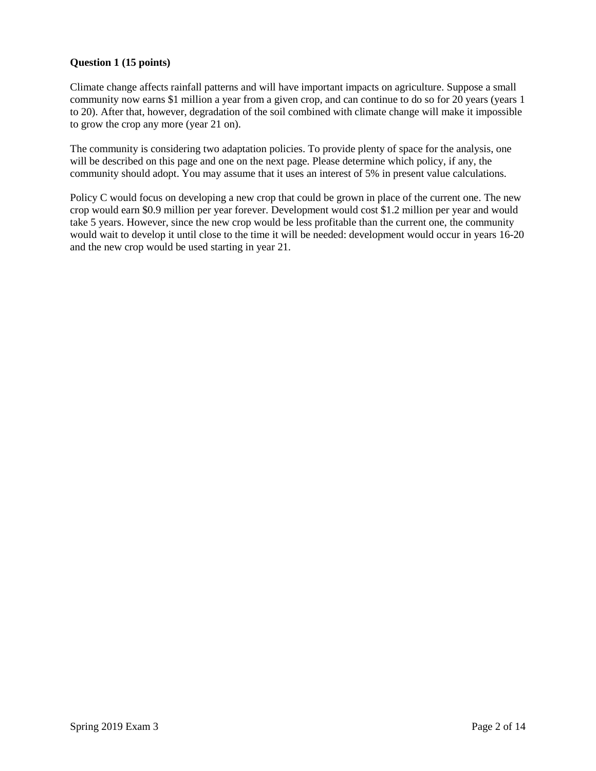**Question 1 (15 points)**

Climate change affects rainfall patterns and will have important impacts on agriculture. Suppose a small community now earns $1 million a year from a given crop, and can continue to do so for 20 years (years 1 to 20). After that, however, degradation of the soil combined with climate change will make it impossible to grow the crop any more (year 21 on).

The community is considering two adaptation policies. To provide plenty of space for the analysis, one will be described on this page and one on the next page. Please determine which policy, if any, the community should adopt. You may assume that it uses an interest of 5% in present value calculations.

Policy C would focus on developing a new crop that could be grown in place of the current one. The new crop would earn $0.9 million per year forever. Development would cost $1.2 million per year and would take 5 years. However, since the new crop would be less profitable than the current one, the community would wait to develop it until close to the time it will be needed: development would occur in years 16-20 and the new crop would be used starting in year 21.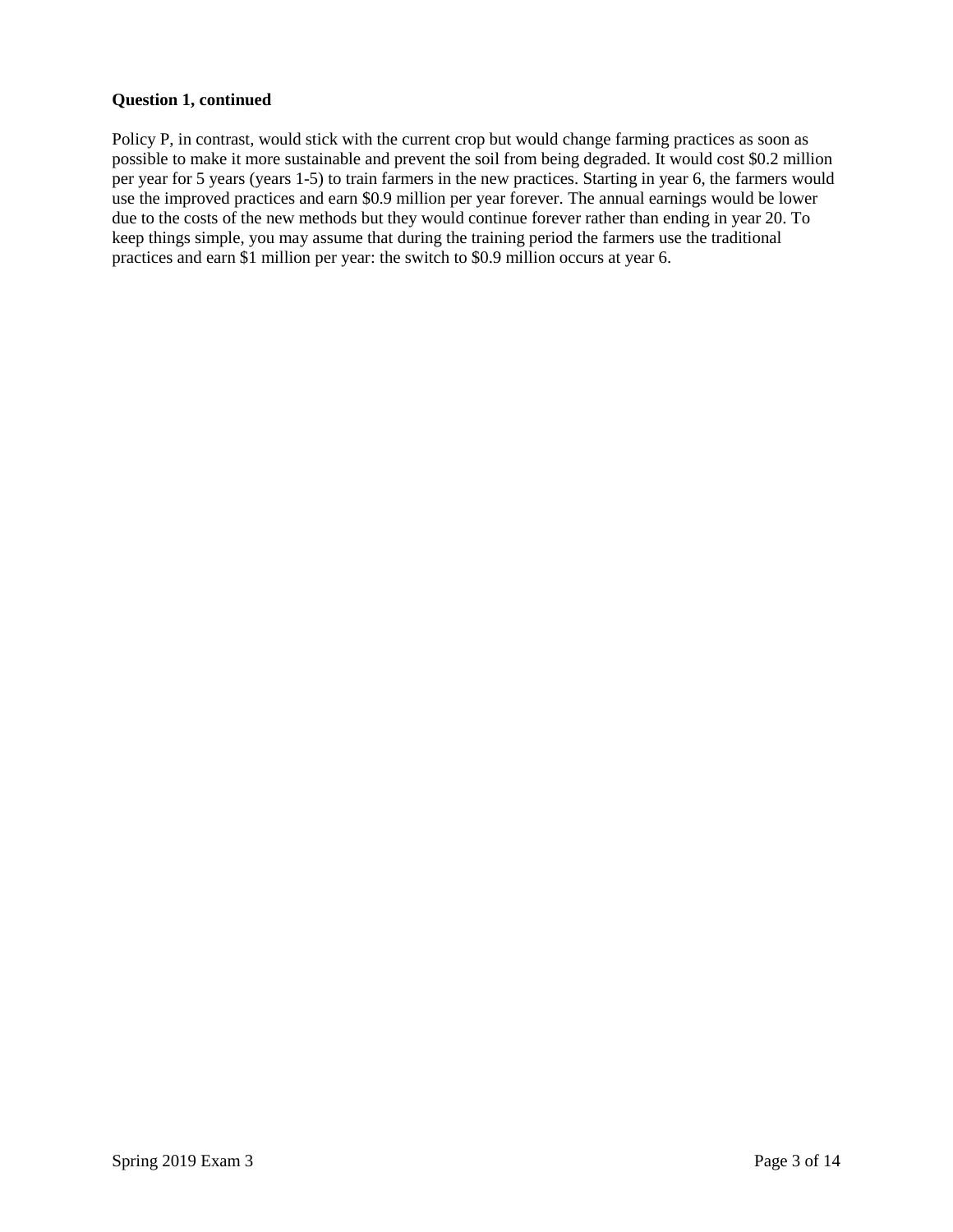**Question 1, continued**

Policy P, in contrast, would stick with the current crop but would change farming practices as soon as possible to make it more sustainable and prevent the soil from being degraded. It would cost \$0.2 million per year for 5 years (years 1-5) to train farmers in the new practices. Starting in year 6, the farmers would use the improved practices and earn \$0.9 million per year forever. The annual earnings would be lower due to the costs of the new methods but they would continue forever rather than ending in year 20. To keep things simple, you may assume that during the training period the farmers use the traditional practices and earn \$1 million per year: the switch to \$0.9 million occurs at year 6.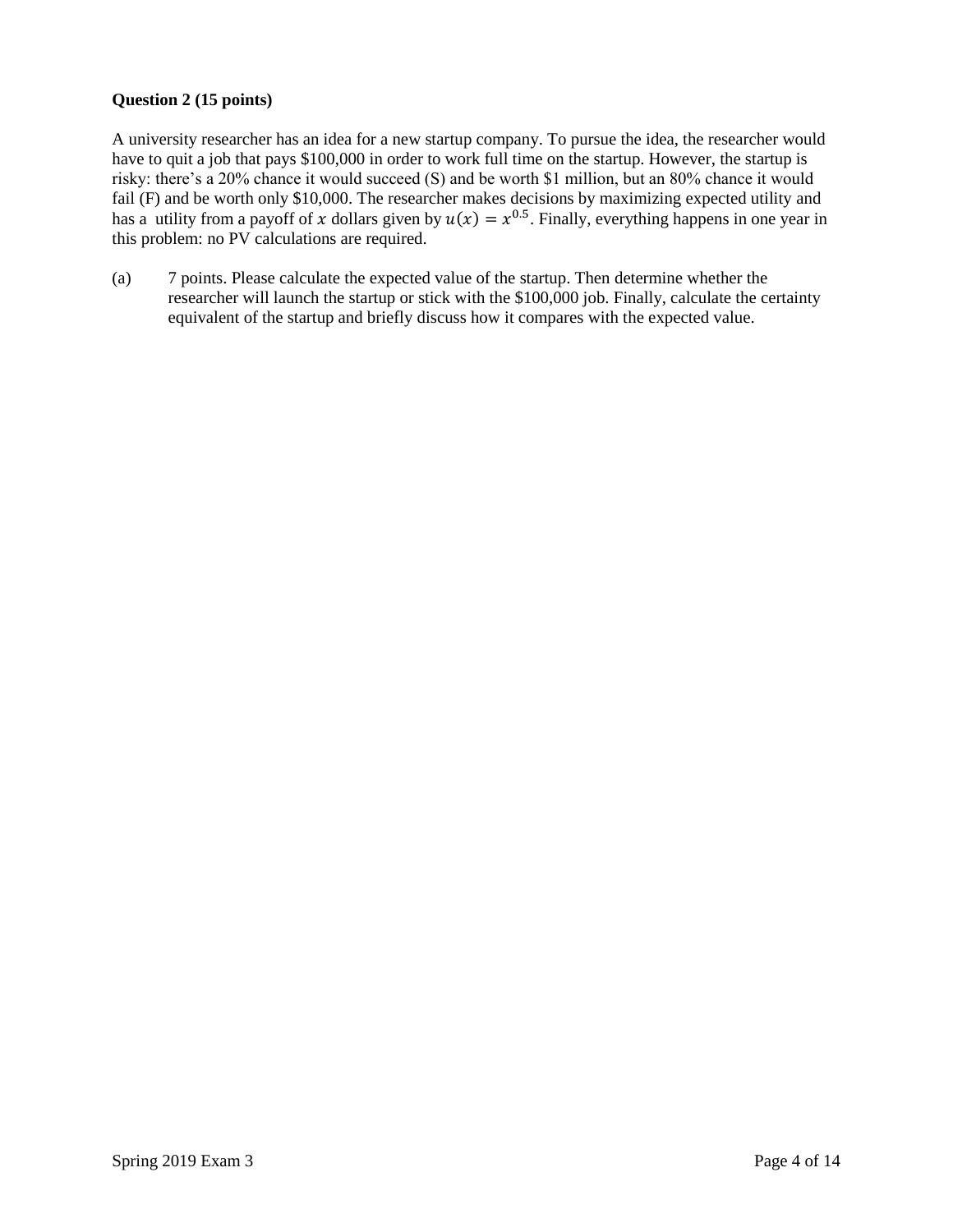**Question 2 (15 points)**

A university researcher has an idea for a new startup company. To pursue the idea, the researcher would have to quit a job that pays $100,000 in order to work full time on the startup. However, the startup is risky: there's a 20% chance it would succeed (S) and be worth $1 million, but an 80% chance it would fail (F) and be worth only $10,000. The researcher makes decisions by maximizing expected utility and has a utility from a payoff of $x$ dollars given by $u(x) = x^{0.5}$. Finally, everything happens in one year in this problem: no PV calculations are required.

(a) 7 points. Please calculate the expected value of the startup. Then determine whether the researcher will launch the startup or stick with the $100,000 job. Finally, calculate the certainty equivalent of the startup and briefly discuss how it compares with the expected value.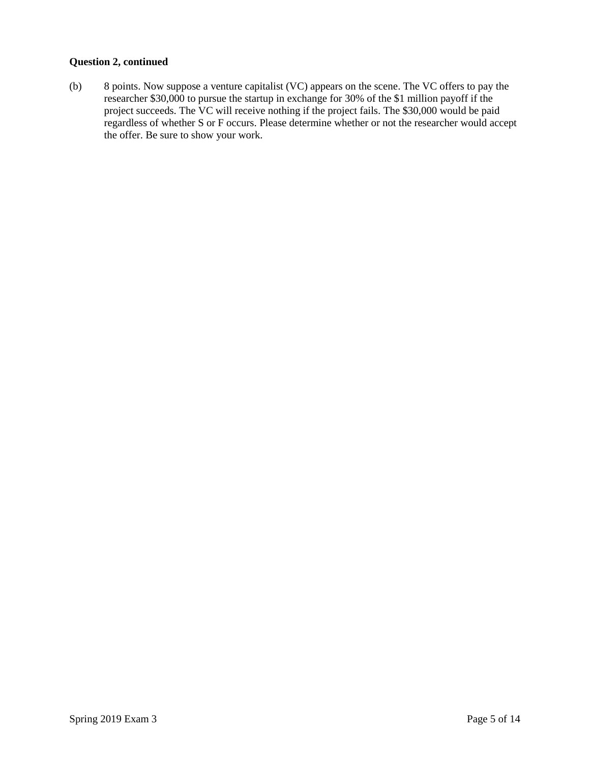**Question 2, continued**

(b) 8 points. Now suppose a venture capitalist (VC) appears on the scene. The VC offers to pay the researcher $30,000 to pursue the startup in exchange for 30% of the $1 million payoff if the project succeeds. The VC will receive nothing if the project fails. The $30,000 would be paid regardless of whether S or F occurs. Please determine whether or not the researcher would accept the offer. Be sure to show your work.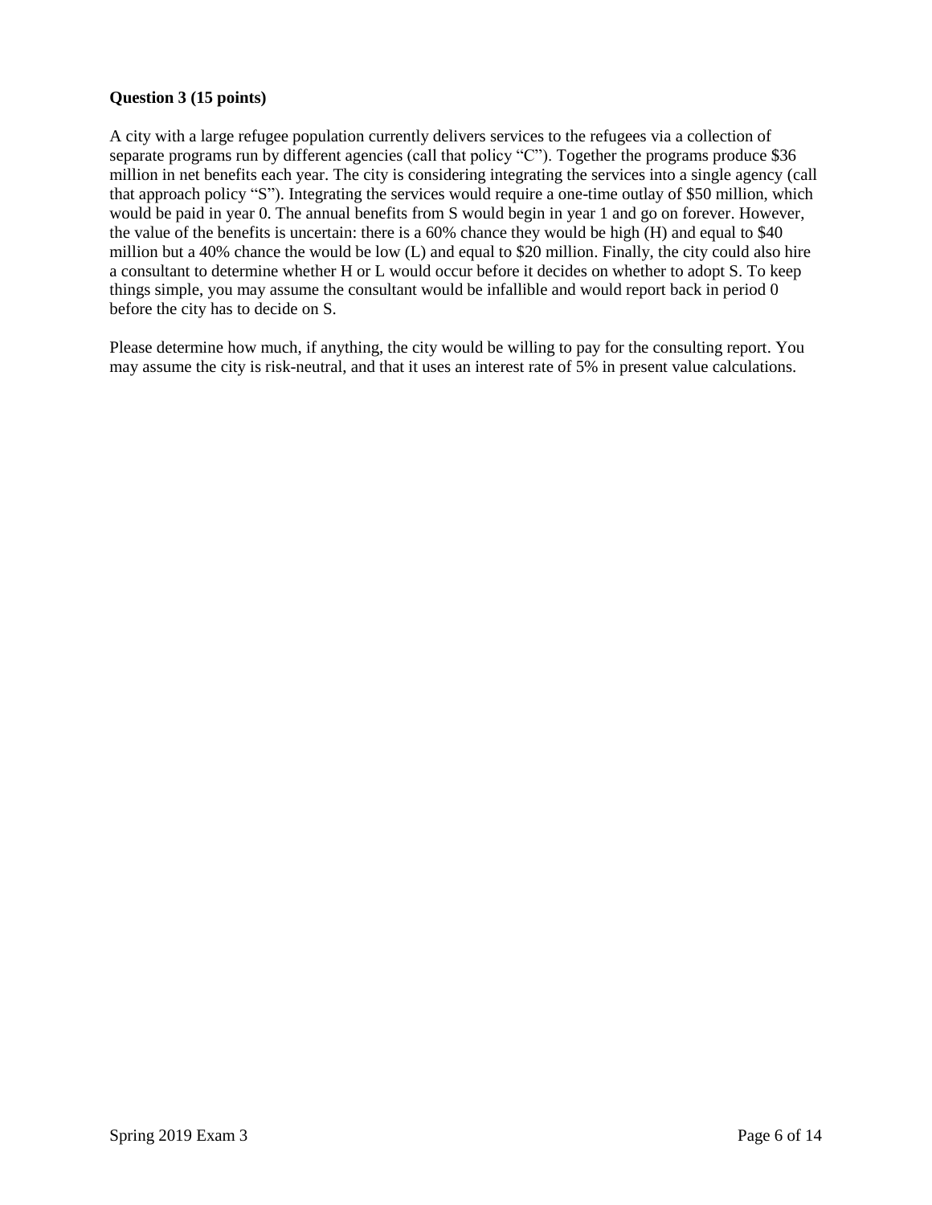**Question 3 (15 points)**

A city with a large refugee population currently delivers services to the refugees via a collection of separate programs run by different agencies (call that policy "C"). Together the programs produce $36 million in net benefits each year. The city is considering integrating the services into a single agency (call that approach policy "S"). Integrating the services would require a one-time outlay of $50 million, which would be paid in year 0. The annual benefits from S would begin in year 1 and go on forever. However, the value of the benefits is uncertain: there is a 60% chance they would be high (H) and equal to $40 million but a 40% chance the would be low (L) and equal to $20 million. Finally, the city could also hire a consultant to determine whether H or L would occur before it decides on whether to adopt S. To keep things simple, you may assume the consultant would be infallible and would report back in period 0 before the city has to decide on S.

Please determine how much, if anything, the city would be willing to pay for the consulting report. You may assume the city is risk-neutral, and that it uses an interest rate of 5% in present value calculations.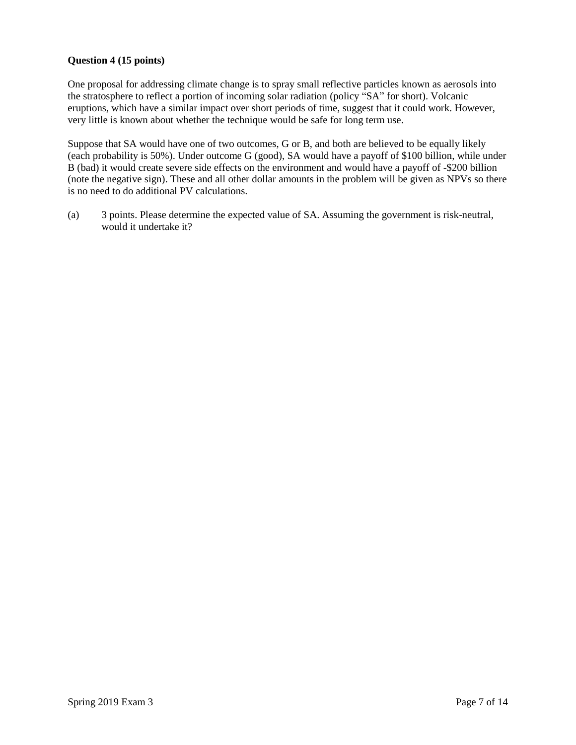**Question 4 (15 points)**

One proposal for addressing climate change is to spray small reflective particles known as aerosols into the stratosphere to reflect a portion of incoming solar radiation (policy "SA" for short). Volcanic eruptions, which have a similar impact over short periods of time, suggest that it could work. However, very little is known about whether the technique would be safe for long term use.

Suppose that SA would have one of two outcomes, G or B, and both are believed to be equally likely (each probability is 50%). Under outcome G (good), SA would have a payoff of $100 billion, while under B (bad) it would create severe side effects on the environment and would have a payoff of -$200 billion (note the negative sign). These and all other dollar amounts in the problem will be given as NPVs so there is no need to do additional PV calculations.

(a) 3 points. Please determine the expected value of SA. Assuming the government is risk-neutral, would it undertake it?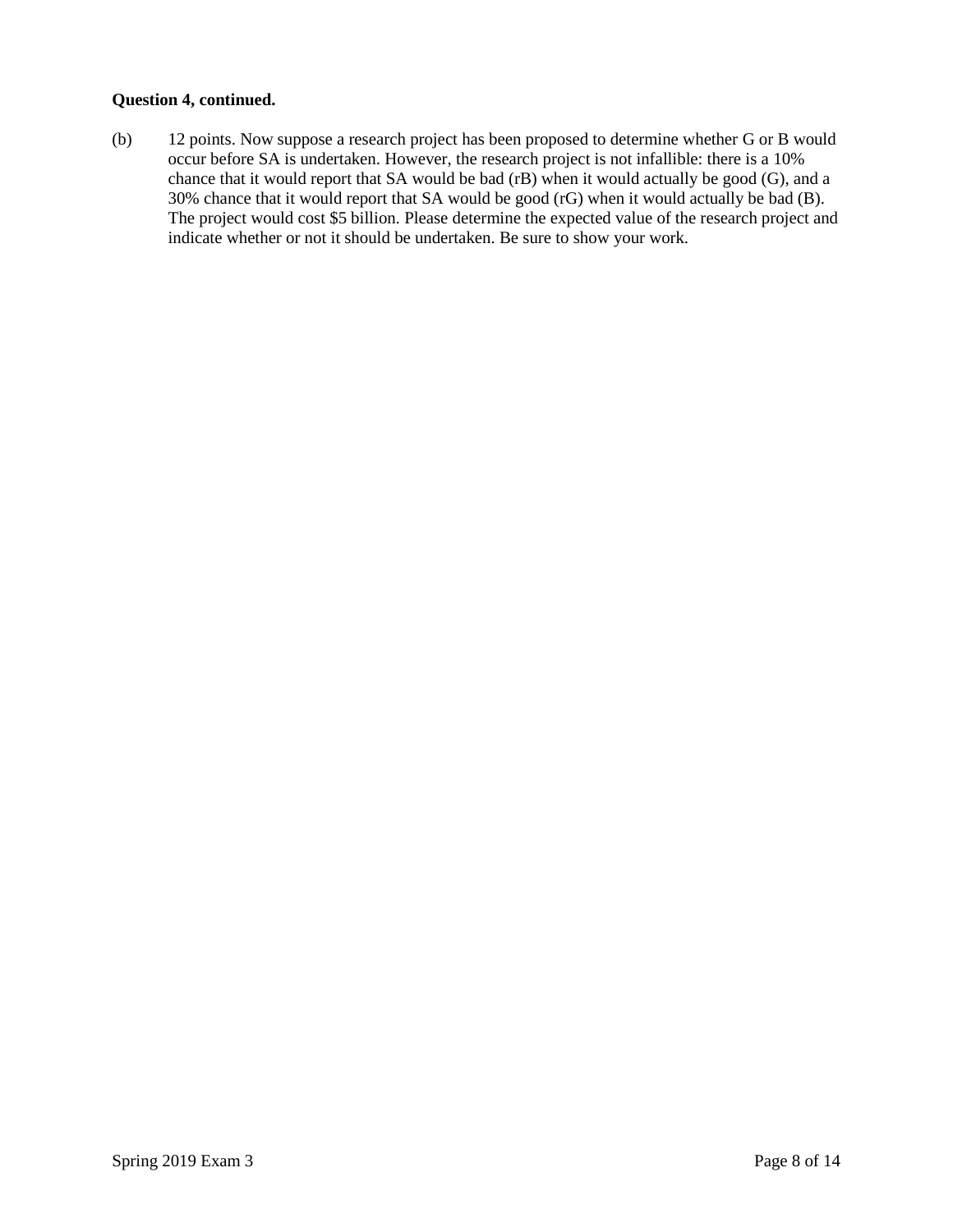**Question 4, continued.**

(b) 12 points. Now suppose a research project has been proposed to determine whether G or B would occur before SA is undertaken. However, the research project is not infallible: there is a 10% chance that it would report that SA would be bad (rB) when it would actually be good (G), and a 30% chance that it would report that SA would be good (rG) when it would actually be bad (B). The project would cost $5 billion. Please determine the expected value of the research project and indicate whether or not it should be undertaken. Be sure to show your work.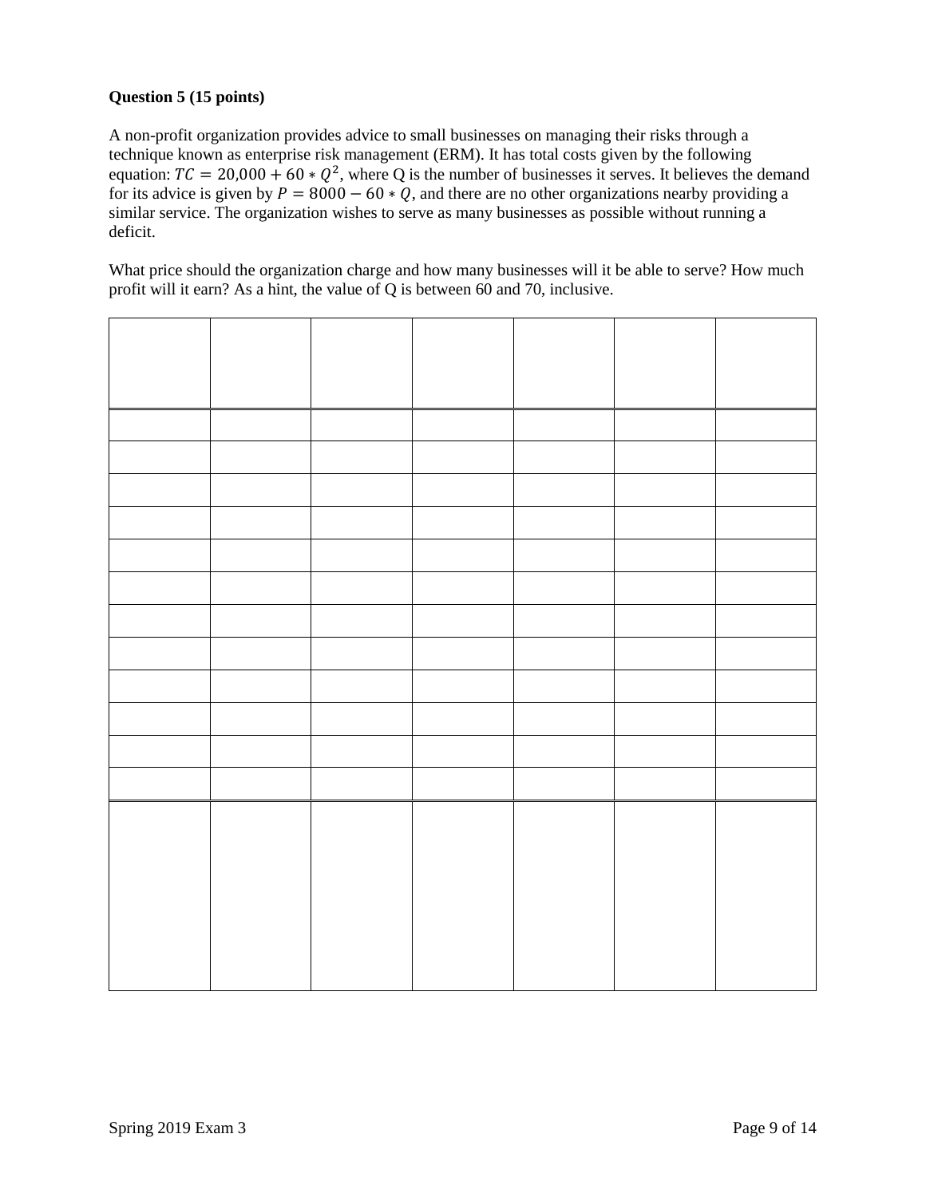**Question 5 (15 points)**

A non-profit organization provides advice to small businesses on managing their risks through a technique known as enterprise risk management (ERM). It has total costs given by the following equation: $TC = 20{,}000 + 60 * Q^2$, where Q is the number of businesses it serves. It believes the demand for its advice is given by $P = 8000 - 60 * Q$, and there are no other organizations nearby providing a similar service. The organization wishes to serve as many businesses as possible without running a deficit.

What price should the organization charge and how many businesses will it be able to serve? How much profit will it earn? As a hint, the value of Q is between 60 and 70, inclusive.

| | | | | | | |
|---|---|---|---|---|---|---|
| | | | | | | |
| | | | | | | |
| | | | | | | |
| | | | | | | |
| | | | | | | |
| | | | | | | |
| | | | | | | |
| | | | | | | |
| | | | | | | |
| | | | | | | |
| | | | | | | |
| | | | | | | |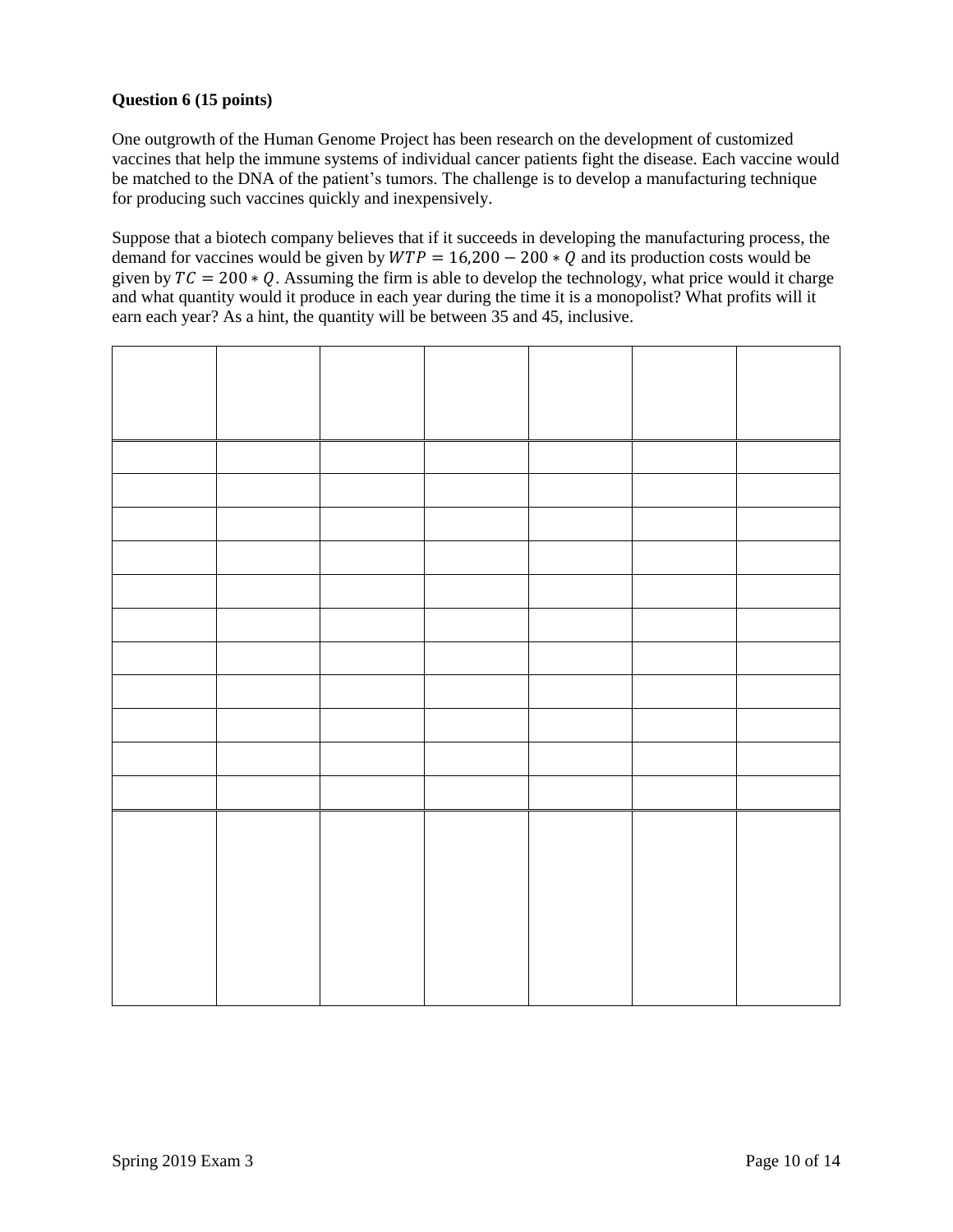**Question 6 (15 points)**

One outgrowth of the Human Genome Project has been research on the development of customized vaccines that help the immune systems of individual cancer patients fight the disease. Each vaccine would be matched to the DNA of the patient's tumors. The challenge is to develop a manufacturing technique for producing such vaccines quickly and inexpensively.

Suppose that a biotech company believes that if it succeeds in developing the manufacturing process, the demand for vaccines would be given by $WTP = 16{,}200 - 200 * Q$ and its production costs would be given by $TC = 200 * Q$. Assuming the firm is able to develop the technology, what price would it charge and what quantity would it produce in each year during the time it is a monopolist? What profits will it earn each year? As a hint, the quantity will be between 35 and 45, inclusive.

| | | | | | | |
|---|---|---|---|---|---|---|
| | | | | | | |
| | | | | | | |
| | | | | | | |
| | | | | | | |
| | | | | | | |
| | | | | | | |
| | | | | | | |
| | | | | | | |
| | | | | | | |
| | | | | | | |
| | | | | | | |
| | | | | | | |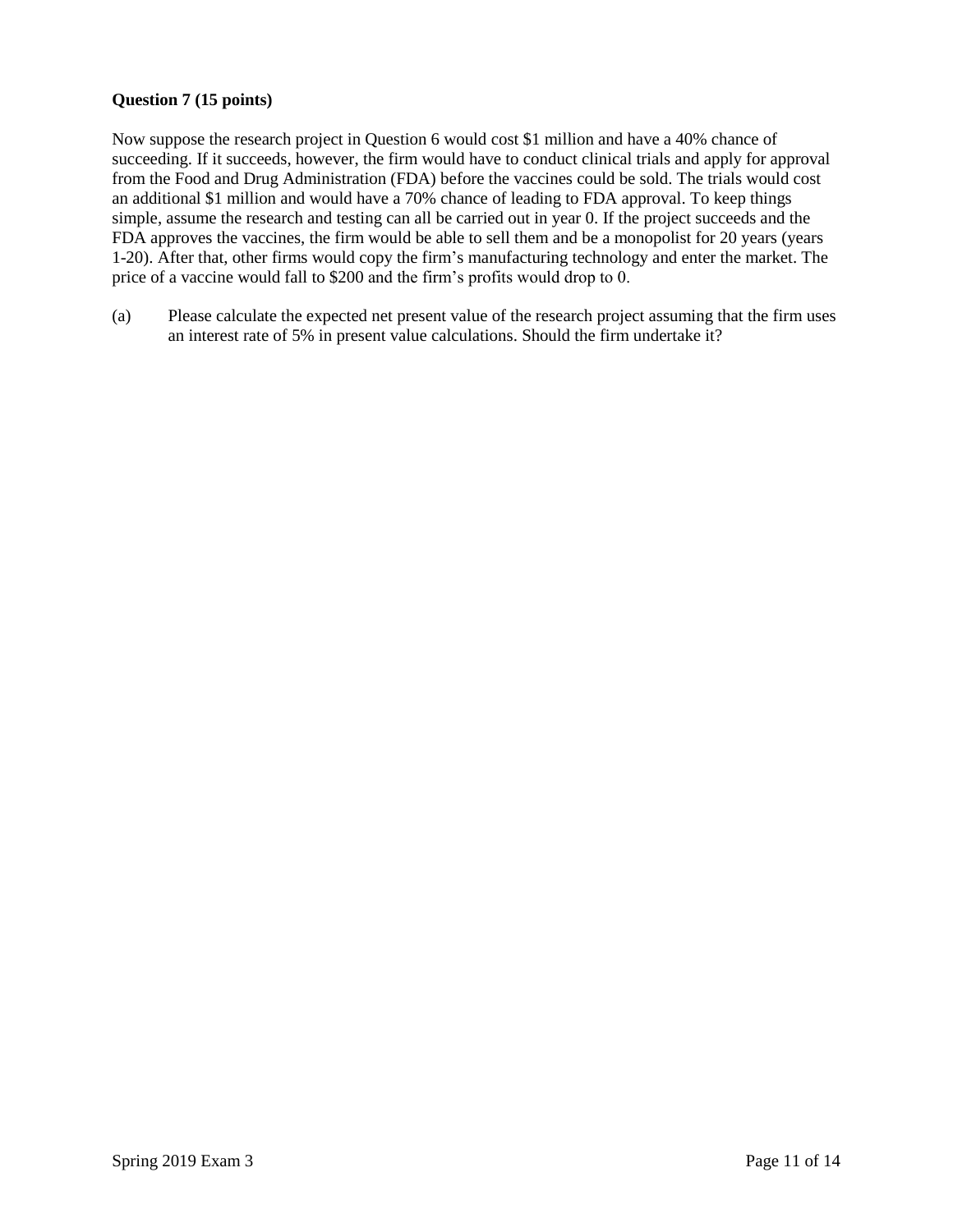**Question 7 (15 points)**

Now suppose the research project in Question 6 would cost \$1 million and have a 40% chance of succeeding. If it succeeds, however, the firm would have to conduct clinical trials and apply for approval from the Food and Drug Administration (FDA) before the vaccines could be sold. The trials would cost an additional \$1 million and would have a 70% chance of leading to FDA approval. To keep things simple, assume the research and testing can all be carried out in year 0. If the project succeeds and the FDA approves the vaccines, the firm would be able to sell them and be a monopolist for 20 years (years 1-20). After that, other firms would copy the firm's manufacturing technology and enter the market. The price of a vaccine would fall to \$200 and the firm's profits would drop to 0.

(a) Please calculate the expected net present value of the research project assuming that the firm uses an interest rate of 5% in present value calculations. Should the firm undertake it?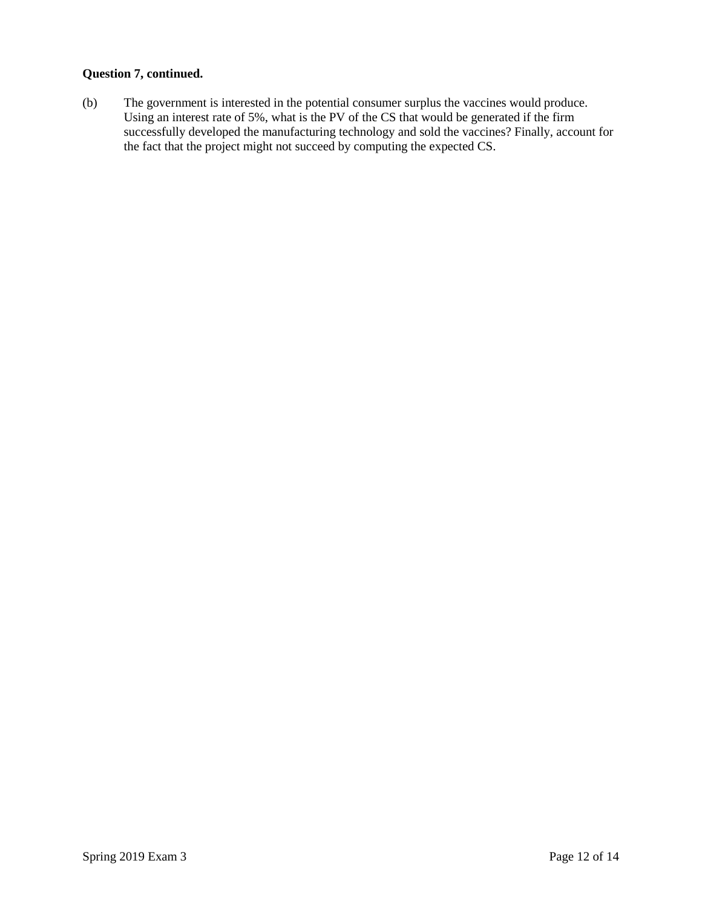**Question 7, continued.**

(b) The government is interested in the potential consumer surplus the vaccines would produce. Using an interest rate of 5%, what is the PV of the CS that would be generated if the firm successfully developed the manufacturing technology and sold the vaccines? Finally, account for the fact that the project might not succeed by computing the expected CS.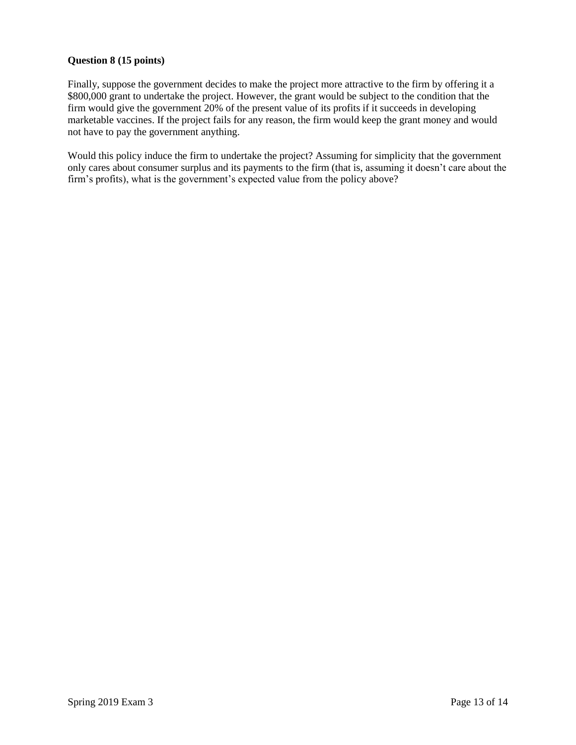**Question 8 (15 points)**

Finally, suppose the government decides to make the project more attractive to the firm by offering it a $800,000 grant to undertake the project. However, the grant would be subject to the condition that the firm would give the government 20% of the present value of its profits if it succeeds in developing marketable vaccines. If the project fails for any reason, the firm would keep the grant money and would not have to pay the government anything.

Would this policy induce the firm to undertake the project? Assuming for simplicity that the government only cares about consumer surplus and its payments to the firm (that is, assuming it doesn't care about the firm's profits), what is the government's expected value from the policy above?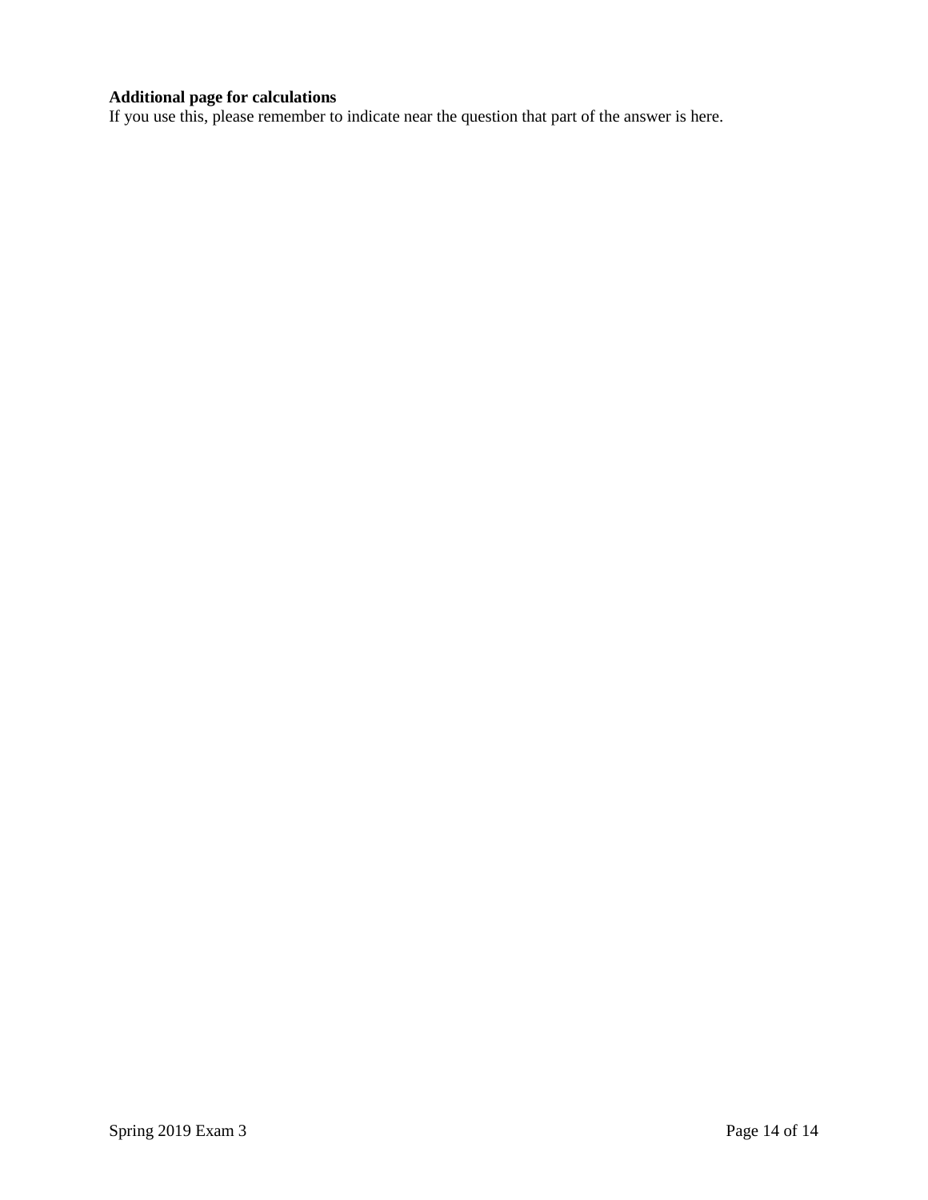**Additional page for calculations**

If you use this, please remember to indicate near the question that part of the answer is here.